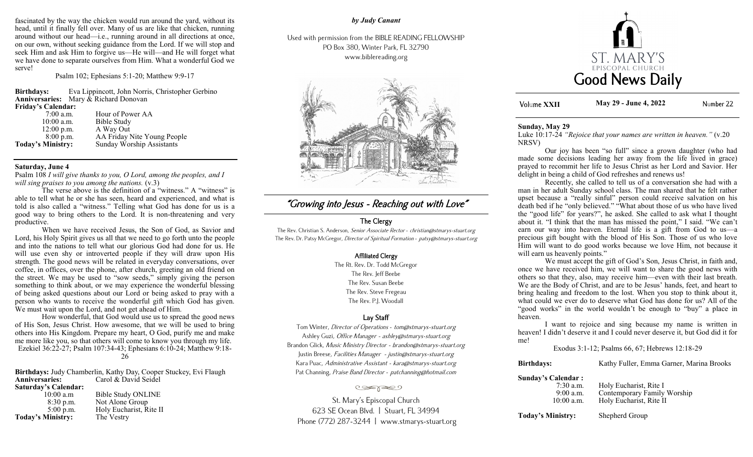fascinated by the way the chicken would run around the yard, without its head, until it finally fell over. Many of us are like that chicken, running around without our head—i.e., running around in all directions at once, on our own, without seeking guidance from the Lord. If we will stop and seek Him and ask Him to forgive us—He will—and He will forget what we have done to separate ourselves from Him. What a wonderful God we serve!

Psalm 102; Ephesians 5:1-20; Matthew 9:9-17

**Birthdays:** Eva Lippincott, John Norris, Christopher Gerbino
**Anniversaries:** Mary & Richard Donovan
**Friday's Calendar:**

| | |
|---|---|
| 7:00 a.m. | Hour of Power AA |
| 10:00 a.m. | Bible Study |
| 12:00 p.m. | A Way Out |
| 8:00 p.m. | AA Friday Nite Young People |

**Today's Ministry:** Sunday Worship Assistants

## Saturday, June 4

Psalm 108 *I will give thanks to you, O Lord, among the peoples, and I will sing praises to you among the nations.* (v.3)

The verse above is the definition of a "witness." A "witness" is able to tell what he or she has seen, heard and experienced, and what is told is also called a "witness." Telling what God has done for us is a good way to bring others to the Lord. It is non-threatening and very productive.

When we have received Jesus, the Son of God, as Savior and Lord, his Holy Spirit gives us all that we need to go forth unto the people and into the nations to tell what our glorious God had done for us. He will use even shy or introverted people if they will draw upon His strength. The good news will be related in everyday conversations, over coffee, in offices, over the phone, after church, greeting an old friend on the street. We may be used to "sow seeds," simply giving the person something to think about, or we may experience the wonderful blessing of being asked questions about our Lord or being asked to pray with a person who wants to receive the wonderful gift which God has given. We must wait upon the Lord, and not get ahead of Him.

How wonderful, that God would use us to spread the good news of His Son, Jesus Christ. How awesome, that we will be used to bring others into His Kingdom. Prepare my heart, O God, purify me and make me more like you, so that others will come to know you through my life.

Ezekiel 36:22-27; Psalm 107:34-43; Ephesians 6:10-24; Matthew 9:18-26

**Birthdays:** Judy Chamberlin, Kathy Day, Cooper Stuckey, Evi Flaugh
**Anniversaries:** Carol & David Seidel
**Saturday's Calendar:**

| | |
|---|---|
| 10:00 a.m | Bible Study ONLINE |
| 8:30 p.m. | Not Alone Group |
| 5:00 p.m. | Holy Eucharist, Rite II |

**Today's Ministry:** The Vestry

*by Judy Canant*

Used with permission from the BIBLE READING FELLOWSHIP
PO Box 380, Winter Park, FL 32790
www.biblereading.org

# "Growing into Jesus - Reaching out with Love"

## The Clergy

The Rev. Christian S. Anderson, *Senior Associate Rector - christian@stmarys-stuart.org*
The Rev. Dr. Patsy McGregor, *Director of Spiritual Formation - patsy@stmarys-stuart.org*

### Affiliated Clergy

The Rt. Rev. Dr. Todd McGregor
The Rev. Jeff Beebe
The Rev. Susan Beebe
The Rev. Steve Fregeau
The Rev. P.J. Woodall

### Lay Staff

Tom Winter, *Director of Operations - tom@stmarys-stuart.org*
Ashley Guzi, *Office Manager - ashley@stmarys-stuart.org*
Brandon Glick, *Music Ministry Director - brandon@stmarys-stuart.org*
Justin Breese, *Facilities Manager - justin@stmarys-stuart.org*
Kara Puac, *Administrative Assistant - kara@stmarys-stuart.org*
Pat Channing, *Praise Band Director - patchanning@hotmail.com*

St. Mary's Episcopal Church
623 SE Ocean Blvd. | Stuart, FL 34994
Phone (772) 287-3244 | www.stmarys-stuart.org

# ST. MARY'S EPISCOPAL CHURCH
# Good News Daily

Volume **XXII** | **May 29 - June 4, 2022** | Number 22

## Sunday, May 29

Luke 10:17-24 *"Rejoice that your names are written in heaven."* (v.20 NRSV)

Our joy has been "so full" since a grown daughter (who had made some decisions leading her away from the life lived in grace) prayed to recommit her life to Jesus Christ as her Lord and Savior. Her delight in being a child of God refreshes and renews us!

Recently, she called to tell us of a conversation she had with a man in her adult Sunday school class. The man shared that he felt rather upset because a "really sinful" person could receive salvation on his death bed if he "only believed." "What about those of us who have lived the "good life" for years?", he asked. She called to ask what I thought about it. "I think that the man has missed the point," I said. "We can't earn our way into heaven. Eternal life is a gift from God to us—a precious gift bought with the blood of His Son. Those of us who love Him will want to do good works because we love Him, not because it will earn us heavenly points."

We must accept the gift of God's Son, Jesus Christ, in faith and, once we have received him, we will want to share the good news with others so that they, also, may receive him—even with their last breath. We are the Body of Christ, and are to be Jesus' hands, feet, and heart to bring healing and freedom to the lost. When you stop to think about it, what could we ever do to deserve what God has done for us? All of the "good works" in the world wouldn't be enough to "buy" a place in heaven.

I want to rejoice and sing because my name is written in heaven! I didn't deserve it and I could never deserve it, but God did it for me!

Exodus 3:1-12; Psalms 66, 67; Hebrews 12:18-29

**Birthdays:** Kathy Fuller, Emma Garner, Marina Brooks

**Sunday's Calendar :**

| | |
|---|---|
| 7:30 a.m. | Holy Eucharist, Rite I |
| 9:00 a.m. | Contemporary Family Worship |
| 10:00 a.m. | Holy Eucharist, Rite II |

**Today's Ministry:** Shepherd Group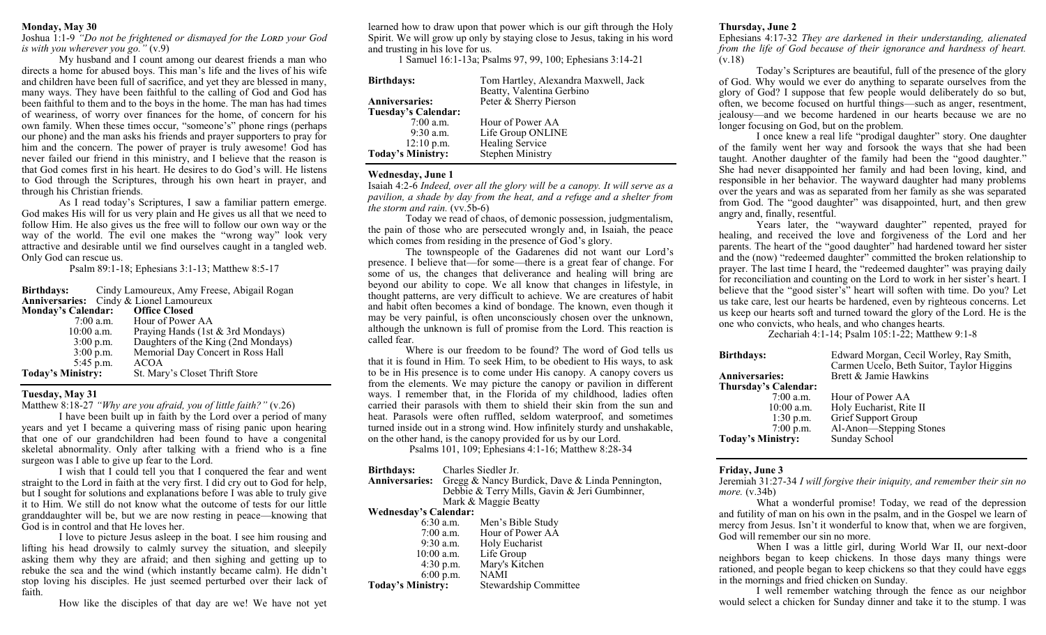### Monday, May 30

Joshua 1:1-9 *"Do not be frightened or dismayed for the LORD your God is with you wherever you go."* (v.9)

My husband and I count among our dearest friends a man who directs a home for abused boys. This man's life and the lives of his wife and children have been full of sacrifice, and yet they are blessed in many, many ways. They have been faithful to the calling of God and God has been faithful to them and to the boys in the home. The man has had times of weariness, of worry over finances for the home, of concern for his own family. When these times occur, "someone's" phone rings (perhaps our phone) and the man asks his friends and prayer supporters to pray for him and the concern. The power of prayer is truly awesome! God has never failed our friend in this ministry, and I believe that the reason is that God comes first in his heart. He desires to do God's will. He listens to God through the Scriptures, through his own heart in prayer, and through his Christian friends.

As I read today's Scriptures, I saw a familiar pattern emerge. God makes His will for us very plain and He gives us all that we need to follow Him. He also gives us the free will to follow our own way or the way of the world. The evil one makes the "wrong way" look very attractive and desirable until we find ourselves caught in a tangled web. Only God can rescue us.

Psalm 89:1-18; Ephesians 3:1-13; Matthew 8:5-17

**Birthdays:** Cindy Lamoureux, Amy Freese, Abigail Rogan
**Anniversaries:** Cindy & Lionel Lamoureux

| | |
|---|---|
| **Monday's Calendar:** | **Office Closed** |
| 7:00 a.m. | Hour of Power AA |
| 10:00 a.m. | Praying Hands (1st & 3rd Mondays) |
| 3:00 p.m. | Daughters of the King (2nd Mondays) |
| 3:00 p.m. | Memorial Day Concert in Ross Hall |
| 5:45 p.m. | ACOA |
| **Today's Ministry:** | St. Mary's Closet Thrift Store |

### Tuesday, May 31

Matthew 8:18-27 *"Why are you afraid, you of little faith?"* (v.26)

I have been built up in faith by the Lord over a period of many years and yet I became a quivering mass of rising panic upon hearing that one of our grandchildren had been found to have a congenital skeletal abnormality. Only after talking with a friend who is a fine surgeon was I able to give up fear to the Lord.

I wish that I could tell you that I conquered the fear and went straight to the Lord in faith at the very first. I did cry out to God for help, but I sought for solutions and explanations before I was able to truly give it to Him. We still do not know what the outcome of tests for our little granddaughter will be, but we are now resting in peace—knowing that God is in control and that He loves her.

I love to picture Jesus asleep in the boat. I see him rousing and lifting his head drowsily to calmly survey the situation, and sleepily asking them why they are afraid; and then sighing and getting up to rebuke the sea and the wind (which instantly became calm). He didn't stop loving his disciples. He just seemed perturbed over their lack of faith.

How like the disciples of that day are we! We have not yet learned how to draw upon that power which is our gift through the Holy Spirit. We will grow up only by staying close to Jesus, taking in his word and trusting in his love for us.

1 Samuel 16:1-13a; Psalms 97, 99, 100; Ephesians 3:14-21

| | |
|---|---|
| **Birthdays:** | Tom Hartley, Alexandra Maxwell, Jack Beatty, Valentina Gerbino |
| **Anniversaries:** | Peter & Sherry Pierson |
| **Tuesday's Calendar:** | |
| 7:00 a.m. | Hour of Power AA |
| 9:30 a.m. | Life Group ONLINE |
| 12:10 p.m. | Healing Service |
| **Today's Ministry:** | Stephen Ministry |

### Wednesday, June 1

Isaiah 4:2-6 *Indeed, over all the glory will be a canopy. It will serve as a pavilion, a shade by day from the heat, and a refuge and a shelter from the storm and rain.* (vv.5b-6)

Today we read of chaos, of demonic possession, judgmentalism, the pain of those who are persecuted wrongly and, in Isaiah, the peace which comes from residing in the presence of God's glory.

The townspeople of the Gadarenes did not want our Lord's presence. I believe that—for some—there is a great fear of change. For some of us, the changes that deliverance and healing will bring are beyond our ability to cope. We all know that changes in lifestyle, in thought patterns, are very difficult to achieve. We are creatures of habit and habit often becomes a kind of bondage. The known, even though it may be very painful, is often unconsciously chosen over the unknown, although the unknown is full of promise from the Lord. This reaction is called fear.

Where is our freedom to be found? The word of God tells us that it is found in Him. To seek Him, to be obedient to His ways, to ask to be in His presence is to come under His canopy. A canopy covers us from the elements. We may picture the canopy or pavilion in different ways. I remember that, in the Florida of my childhood, ladies often carried their parasols with them to shield their skin from the sun and heat. Parasols were often ruffled, seldom waterproof, and sometimes turned inside out in a strong wind. How infinitely sturdy and unshakable, on the other hand, is the canopy provided for us by our Lord.

Psalms 101, 109; Ephesians 4:1-16; Matthew 8:28-34

| | |
|---|---|
| **Birthdays:** | Charles Siedler Jr. |
| **Anniversaries:** | Gregg & Nancy Burdick, Dave & Linda Pennington, Debbie & Terry Mills, Gavin & Jeri Gumbinner, Mark & Maggie Beatty |
| **Wednesday's Calendar:** | |
| 6:30 a.m. | Men's Bible Study |
| 7:00 a.m. | Hour of Power AA |
| 9:30 a.m. | Holy Eucharist |
| 10:00 a.m. | Life Group |
| 4:30 p.m. | Mary's Kitchen |
| 6:00 p.m. | NAMI |
| **Today's Ministry:** | Stewardship Committee |

### Thursday, June 2

Ephesians 4:17-32 *They are darkened in their understanding, alienated from the life of God because of their ignorance and hardness of heart.* (v.18)

Today's Scriptures are beautiful, full of the presence of the glory of God. Why would we ever do anything to separate ourselves from the glory of God? I suppose that few people would deliberately do so but, often, we become focused on hurtful things—such as anger, resentment, jealousy—and we become hardened in our hearts because we are no longer focusing on God, but on the problem.

I once knew a real life "prodigal daughter" story. One daughter of the family went her way and forsook the ways that she had been taught. Another daughter of the family had been the "good daughter." She had never disappointed her family and had been loving, kind, and responsible in her behavior. The wayward daughter had many problems over the years and was as separated from her family as she was separated from God. The "good daughter" was disappointed, hurt, and then grew angry and, finally, resentful.

Years later, the "wayward daughter" repented, prayed for healing, and received the love and forgiveness of the Lord and her parents. The heart of the "good daughter" had hardened toward her sister and the (now) "redeemed daughter" committed the broken relationship to prayer. The last time I heard, the "redeemed daughter" was praying daily for reconciliation and counting on the Lord to work in her sister's heart. I believe that the "good sister's" heart will soften with time. Do you? Let us take care, lest our hearts be hardened, even by righteous concerns. Let us keep our hearts soft and turned toward the glory of the Lord. He is the one who convicts, who heals, and who changes hearts.

Zechariah 4:1-14; Psalm 105:1-22; Matthew 9:1-8

| | |
|---|---|
| **Birthdays:** | Edward Morgan, Cecil Worley, Ray Smith, Carmen Ucelo, Beth Suitor, Taylor Higgins |
| **Anniversaries:** | Brett & Jamie Hawkins |
| **Thursday's Calendar:** | |
| 7:00 a.m. | Hour of Power AA |
| 10:00 a.m. | Holy Eucharist, Rite II |
| 1:30 p.m. | Grief Support Group |
| 7:00 p.m. | Al-Anon—Stepping Stones |
| **Today's Ministry:** | Sunday School |

### Friday, June 3

Jeremiah 31:27-34 *I will forgive their iniquity, and remember their sin no more.* (v.34b)

What a wonderful promise! Today, we read of the depression and futility of man on his own in the psalm, and in the Gospel we learn of mercy from Jesus. Isn't it wonderful to know that, when we are forgiven, God will remember our sin no more.

When I was a little girl, during World War II, our next-door neighbors began to keep chickens. In those days many things were rationed, and people began to keep chickens so that they could have eggs in the mornings and fried chicken on Sunday.

I well remember watching through the fence as our neighbor would select a chicken for Sunday dinner and take it to the stump. I was